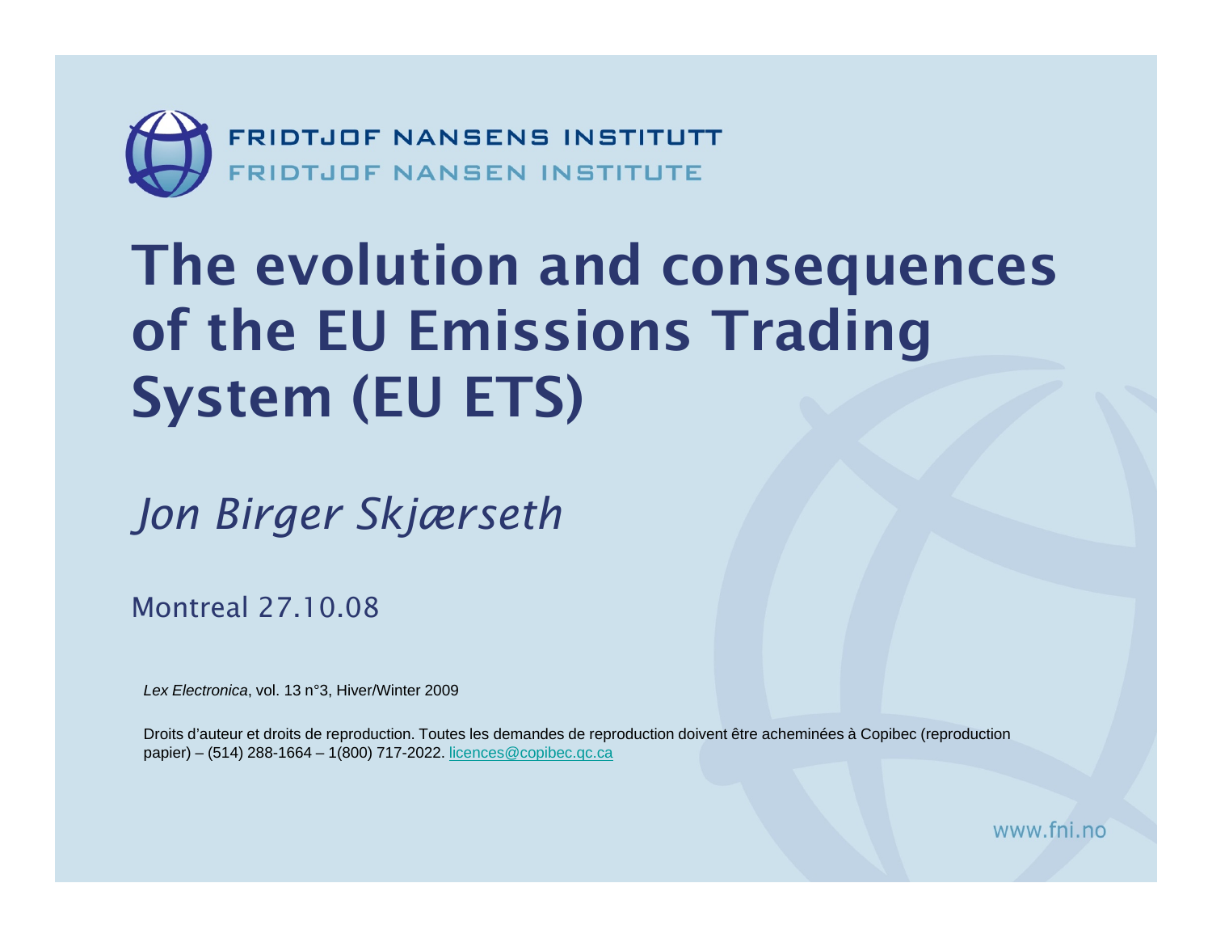FRIDTJOF NANSENS INSTITUTT
FRIDTJOF NANSEN INSTITUTE

# The evolution and consequences of the EU Emissions Trading System (EU ETS)

*Jon Birger Skjærseth*

Montreal 27.10.08

*Lex Electronica*, vol. 13 n°3, Hiver/Winter 2009

Droits d'auteur et droits de reproduction. Toutes les demandes de reproduction doivent être acheminées à Copibec (reproduction papier) – (514) 288-1664 – 1(800) 717-2022. licences@copibec.qc.ca

www.fni.no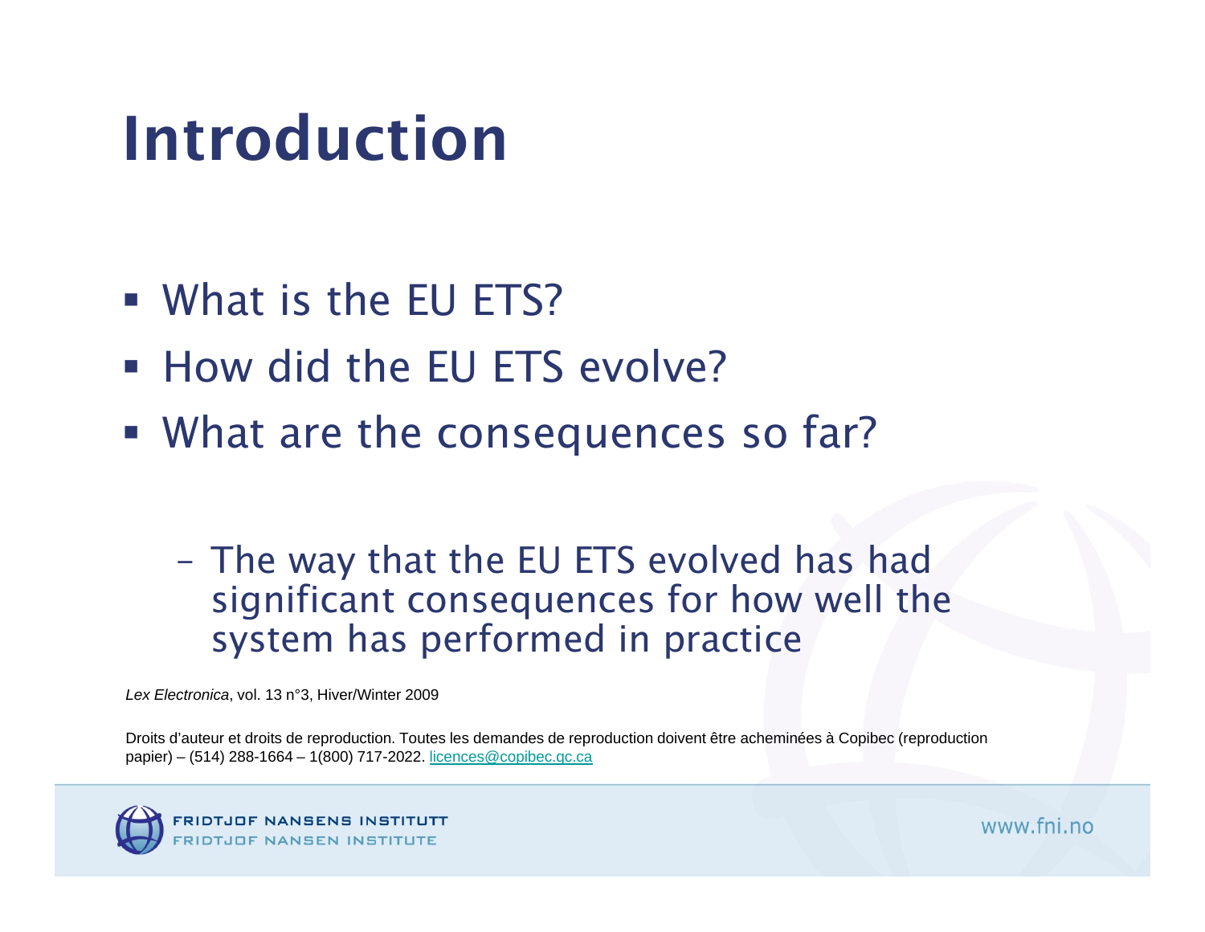# Introduction

- What is the EU ETS?
- How did the EU ETS evolve?
- What are the consequences so far?
  - The way that the EU ETS evolved has had significant consequences for how well the system has performed in practice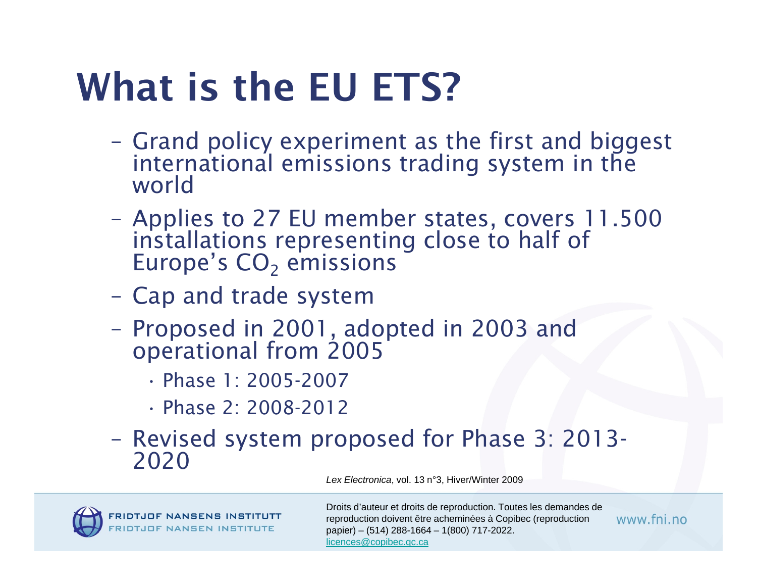# What is the EU ETS?

- Grand policy experiment as the first and biggest international emissions trading system in the world
- Applies to 27 EU member states, covers 11.500 installations representing close to half of Europe's $CO_2$ emissions
- Cap and trade system
- Proposed in 2001, adopted in 2003 and operational from 2005
  - Phase 1: 2005-2007
  - Phase 2: 2008-2012
- Revised system proposed for Phase 3: 2013-2020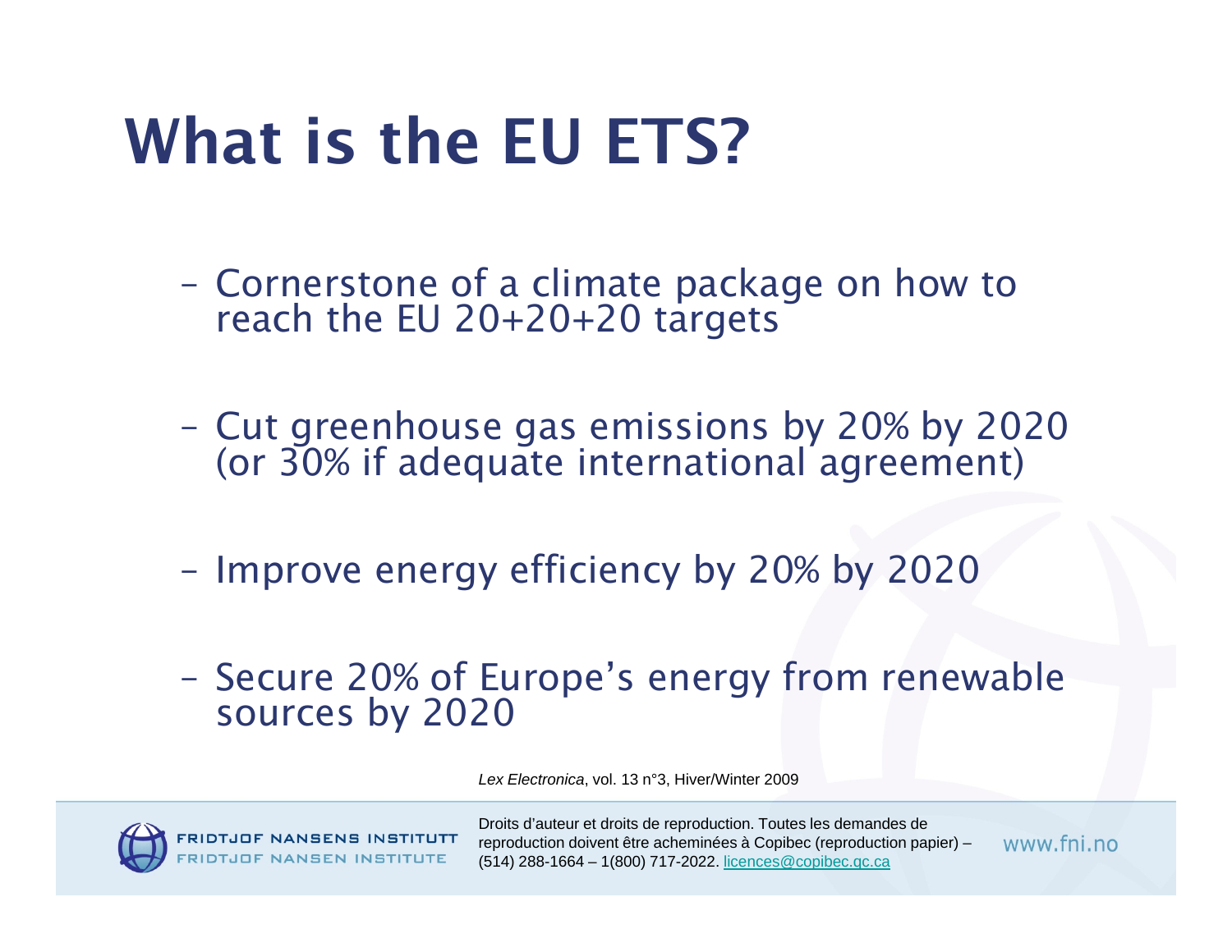# What is the EU ETS?

- Cornerstone of a climate package on how to reach the EU 20+20+20 targets

- Cut greenhouse gas emissions by 20% by 2020 (or 30% if adequate international agreement)

- Improve energy efficiency by 20% by 2020

- Secure 20% of Europe's energy from renewable sources by 2020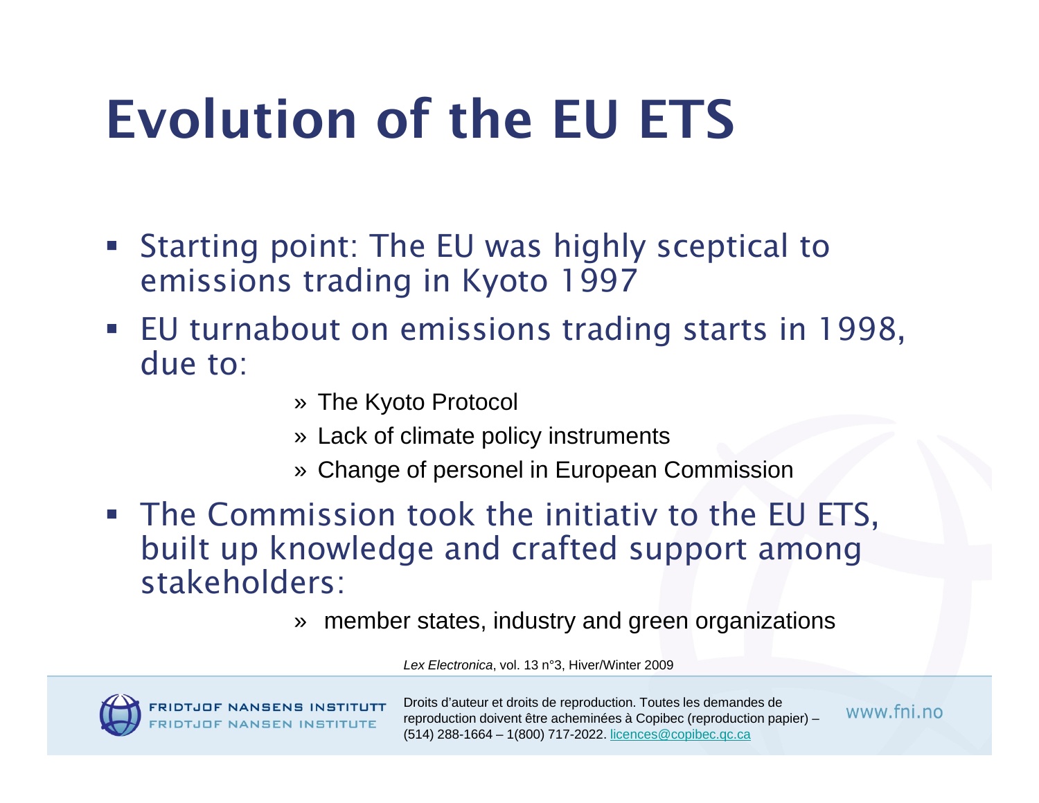# Evolution of the EU ETS

- Starting point: The EU was highly sceptical to emissions trading in Kyoto 1997
- EU turnabout on emissions trading starts in 1998, due to:
  - » The Kyoto Protocol
  - » Lack of climate policy instruments
  - » Change of personel in European Commission
- The Commission took the initiativ to the EU ETS, built up knowledge and crafted support among stakeholders:
  - » member states, industry and green organizations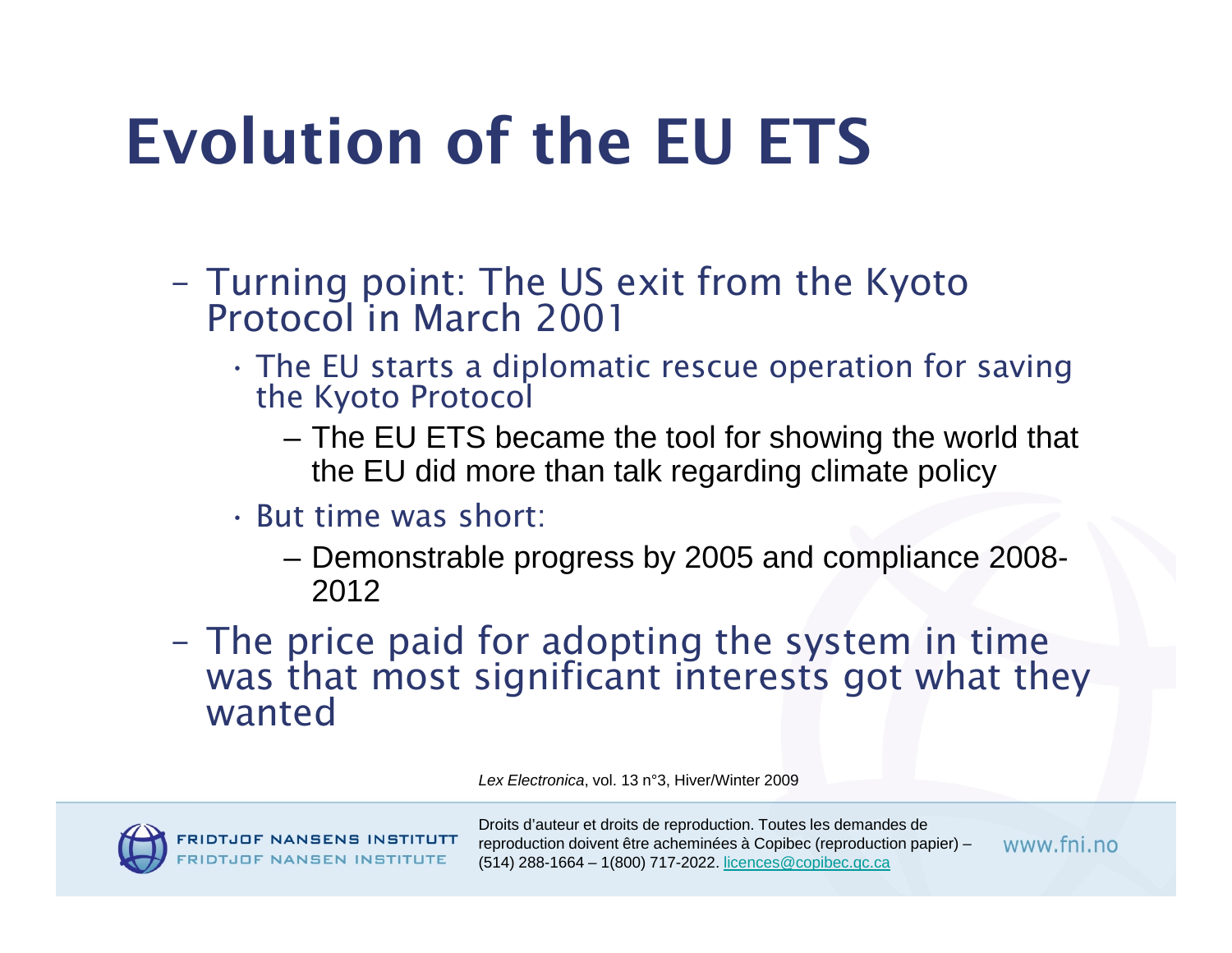# Evolution of the EU ETS

- Turning point: The US exit from the Kyoto Protocol in March 2001
  - The EU starts a diplomatic rescue operation for saving the Kyoto Protocol
    - The EU ETS became the tool for showing the world that the EU did more than talk regarding climate policy
  - But time was short:
    - Demonstrable progress by 2005 and compliance 2008-2012
- The price paid for adopting the system in time was that most significant interests got what they wanted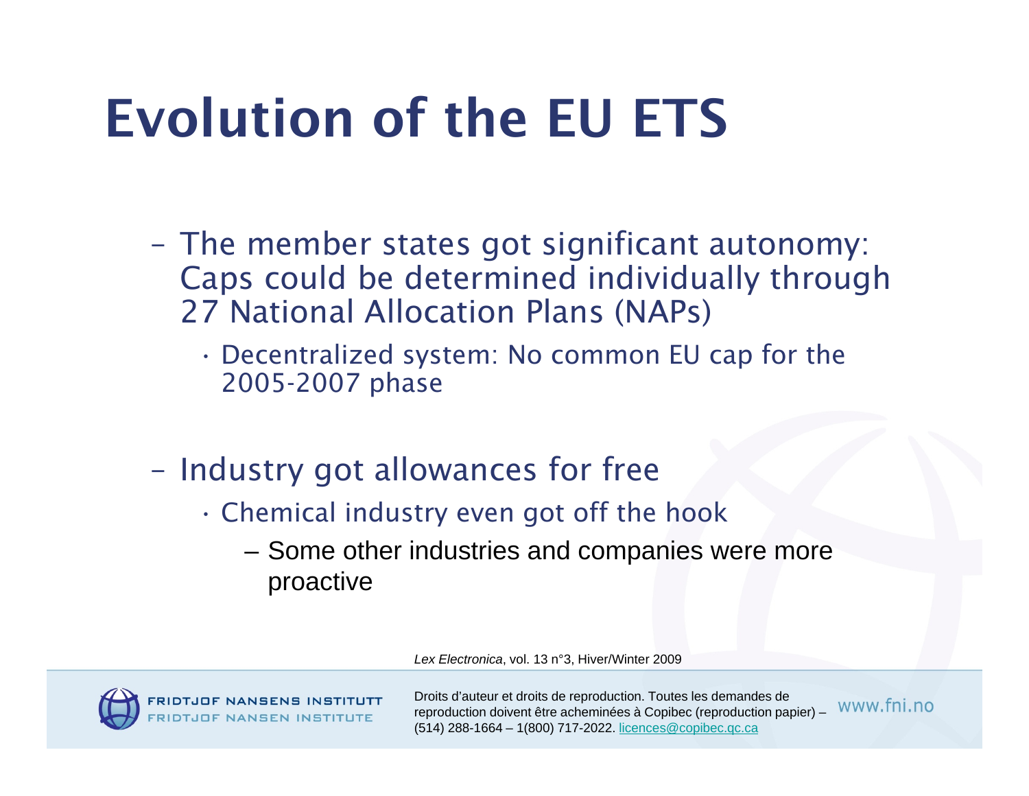# Evolution of the EU ETS

- The member states got significant autonomy: Caps could be determined individually through 27 National Allocation Plans (NAPs)
  - Decentralized system: No common EU cap for the 2005-2007 phase
- Industry got allowances for free
  - Chemical industry even got off the hook
    - Some other industries and companies were more proactive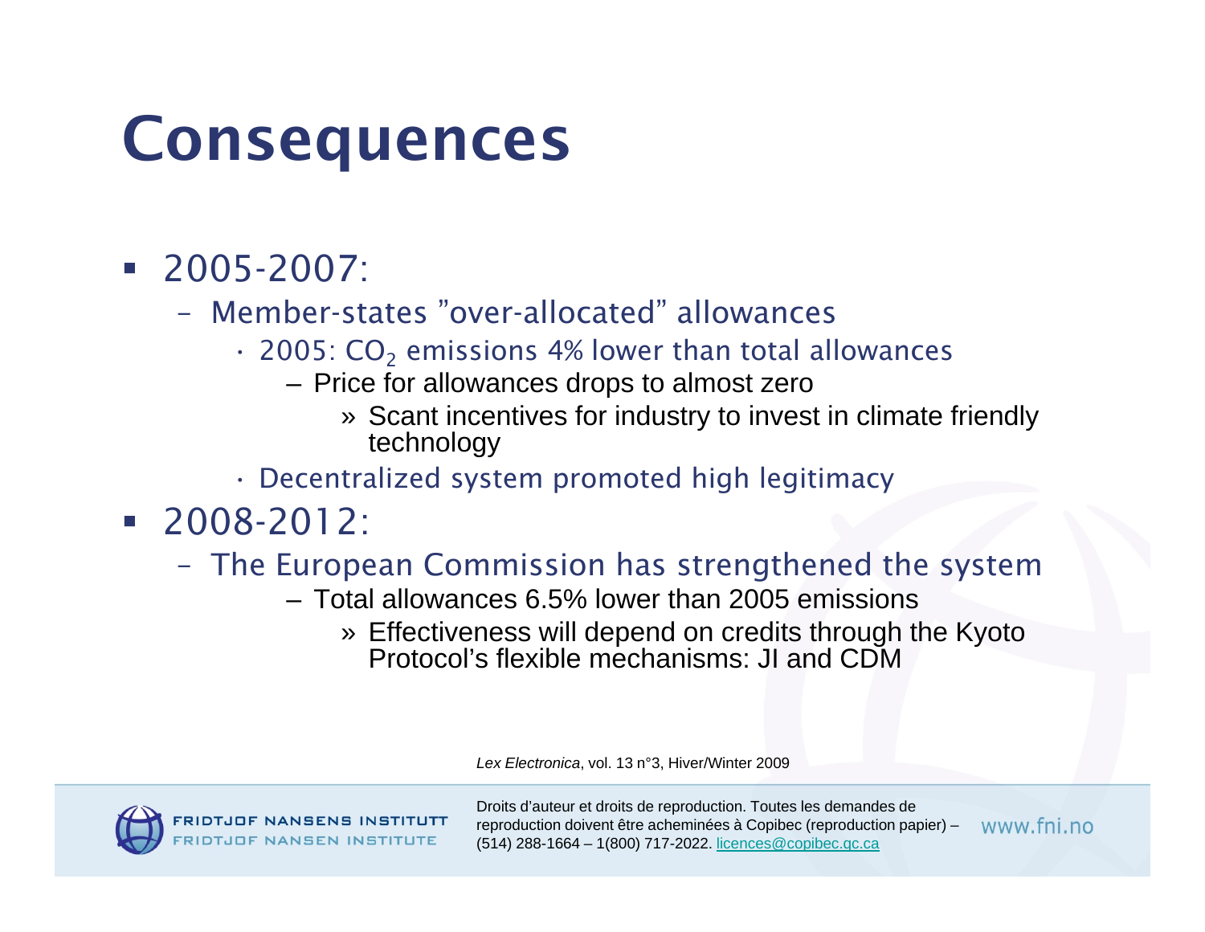# Consequences

- 2005-2007:
  - Member-states ”over-allocated” allowances
    - 2005: $CO_2$ emissions 4% lower than total allowances
      - Price for allowances drops to almost zero
        - » Scant incentives for industry to invest in climate friendly technology
    - Decentralized system promoted high legitimacy
- 2008-2012:
  - The European Commission has strengthened the system
    - Total allowances 6.5% lower than 2005 emissions
      - » Effectiveness will depend on credits through the Kyoto Protocol’s flexible mechanisms: JI and CDM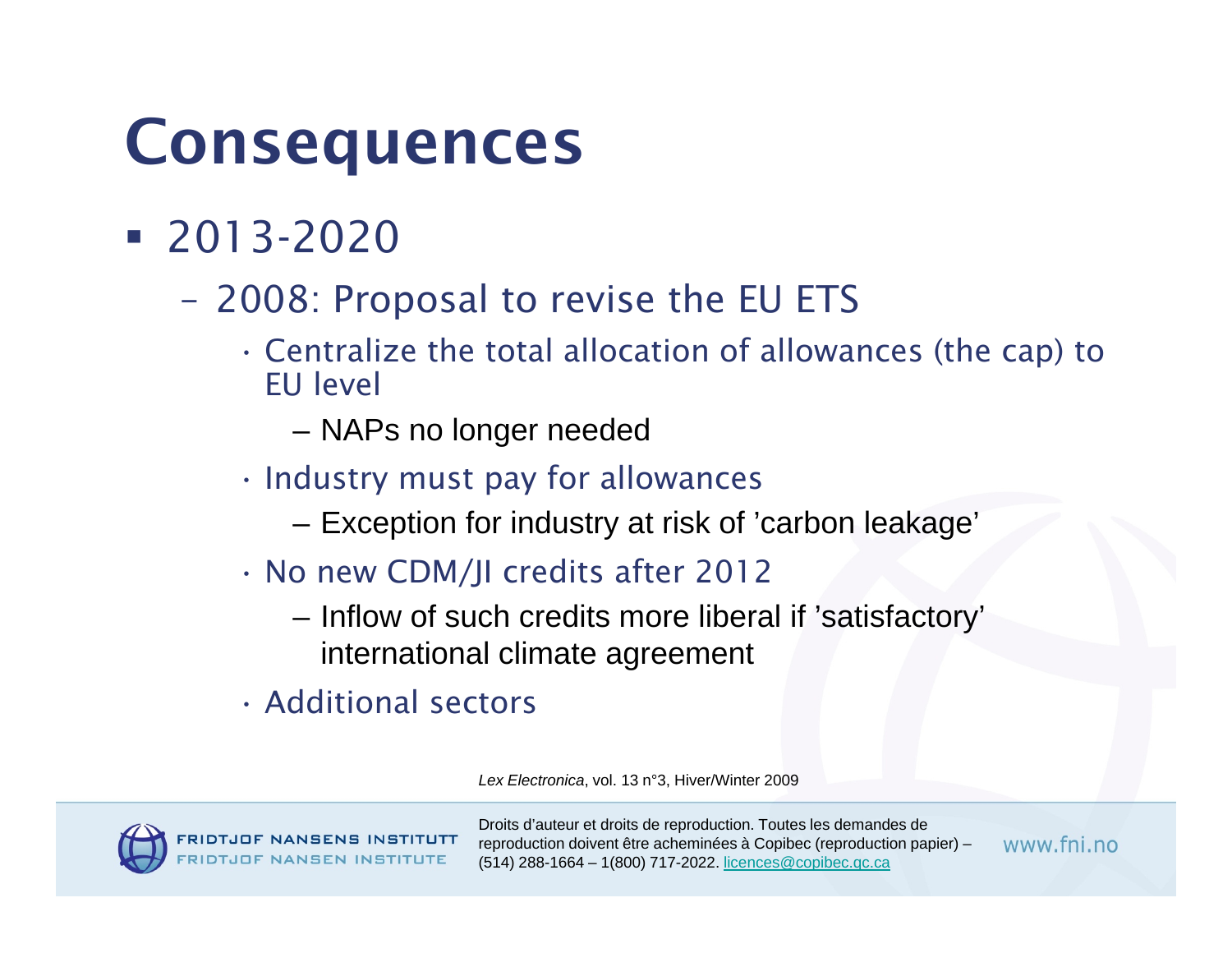# Consequences

- 2013-2020
  - 2008: Proposal to revise the EU ETS
    - Centralize the total allocation of allowances (the cap) to EU level
      - NAPs no longer needed
    - Industry must pay for allowances
      - Exception for industry at risk of 'carbon leakage'
    - No new CDM/JI credits after 2012
      - Inflow of such credits more liberal if 'satisfactory' international climate agreement
    - Additional sectors

FRIDTJOF NANSENS INSTITUTT
FRIDTJOF NANSEN INSTITUTE

Droits d'auteur et droits de reproduction. Toutes les demandes de reproduction doivent être acheminées à Copibec (reproduction papier) – (514) 288-1664 – 1(800) 717-2022. licences@copibec.qc.ca

www.fni.no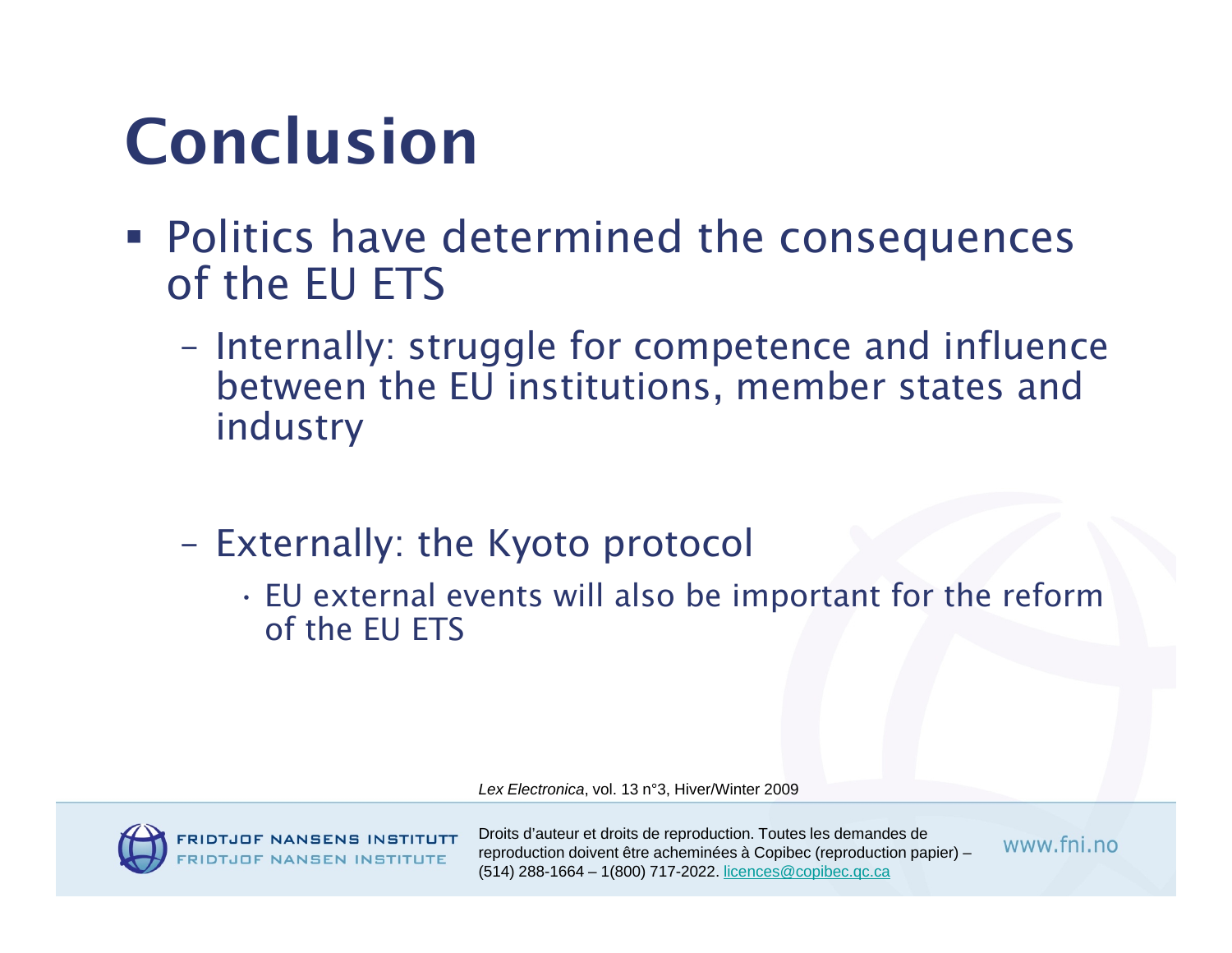# Conclusion

- Politics have determined the consequences of the EU ETS
  - Internally: struggle for competence and influence between the EU institutions, member states and industry
  - Externally: the Kyoto protocol
    - EU external events will also be important for the reform of the EU ETS